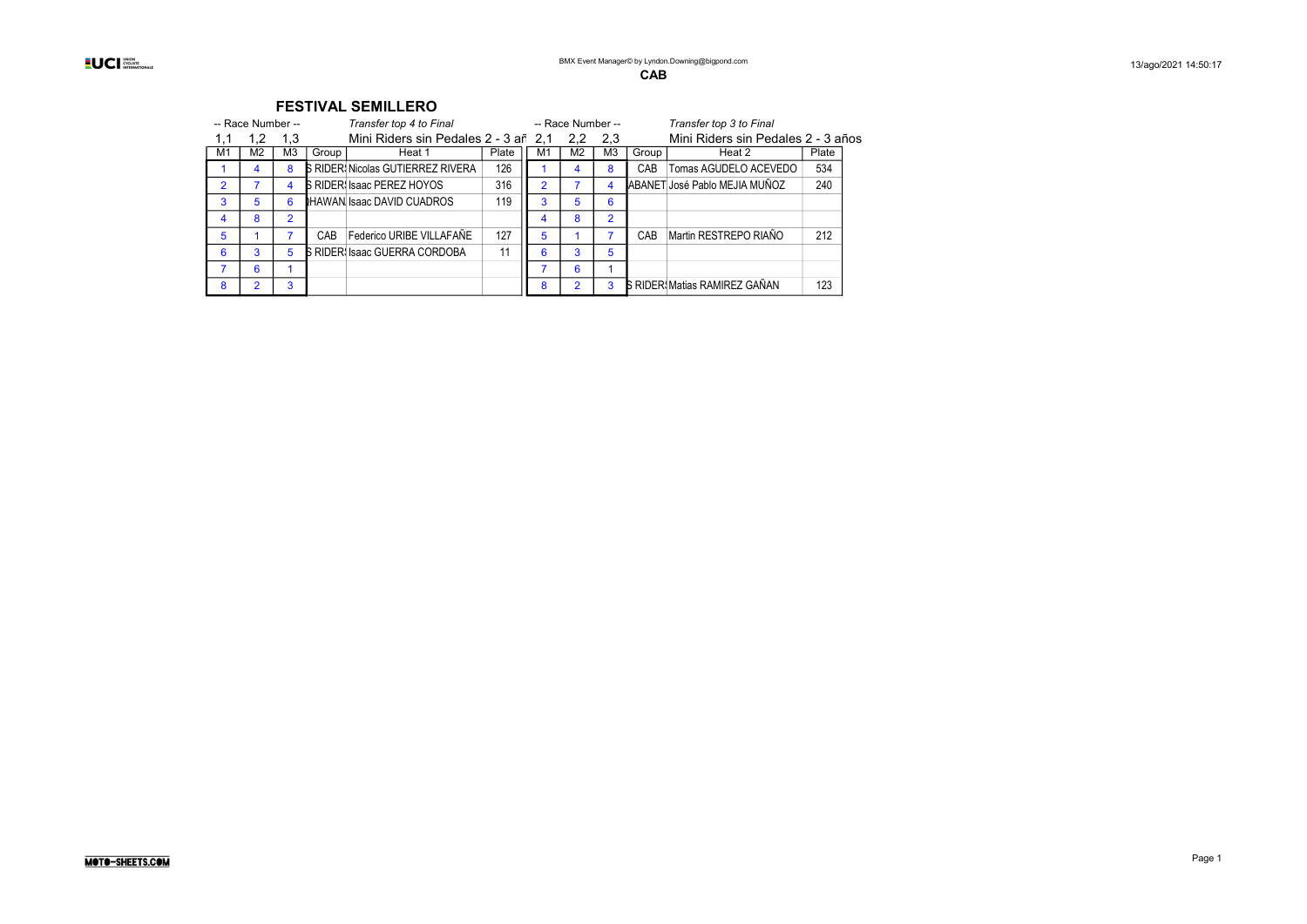BMX Event Manager© by Lyndon.Downing@bigpond.com

**CAB**

13/ago/2021 14:50:17

## FESTIVAL SEMILLERO

-- Race Number -- 1,1 1,2 1,3 — *Transfer top 4 to Final* — Mini Riders sin Pedales 2 - 3 añ

| M1 | M2 | M3 | Group | Heat 1 | Plate |
|---|---|---|---|---|---|
| 1 | 4 | 8 | S RIDER! | Nicolas GUTIERREZ RIVERA | 126 |
| 2 | 7 | 4 | S RIDER! | Isaac PEREZ HOYOS | 316 |
| 3 | 5 | 6 | HAWAN | Isaac DAVID CUADROS | 119 |
| 4 | 8 | 2 | | | |
| 5 | 1 | 7 | CAB | Federico URIBE VILLAFAÑE | 127 |
| 6 | 3 | 5 | S RIDER! | Isaac GUERRA CORDOBA | 11 |
| 7 | 6 | 1 | | | |
| 8 | 2 | 3 | | | |

-- Race Number -- 2,1 2,2 2,3 — *Transfer top 3 to Final* — Mini Riders sin Pedales 2 - 3 años

| M1 | M2 | M3 | Group | Heat 2 | Plate |
|---|---|---|---|---|---|
| 1 | 4 | 8 | CAB | Tomas AGUDELO ACEVEDO | 534 |
| 2 | 7 | 4 | ABANET | José Pablo MEJIA MUÑOZ | 240 |
| 3 | 5 | 6 | | | |
| 4 | 8 | 2 | | | |
| 5 | 1 | 7 | CAB | Martin RESTREPO RIAÑO | 212 |
| 6 | 3 | 5 | | | |
| 7 | 6 | 1 | | | |
| 8 | 2 | 3 | S RIDER! | Matias RAMIREZ GAÑAN | 123 |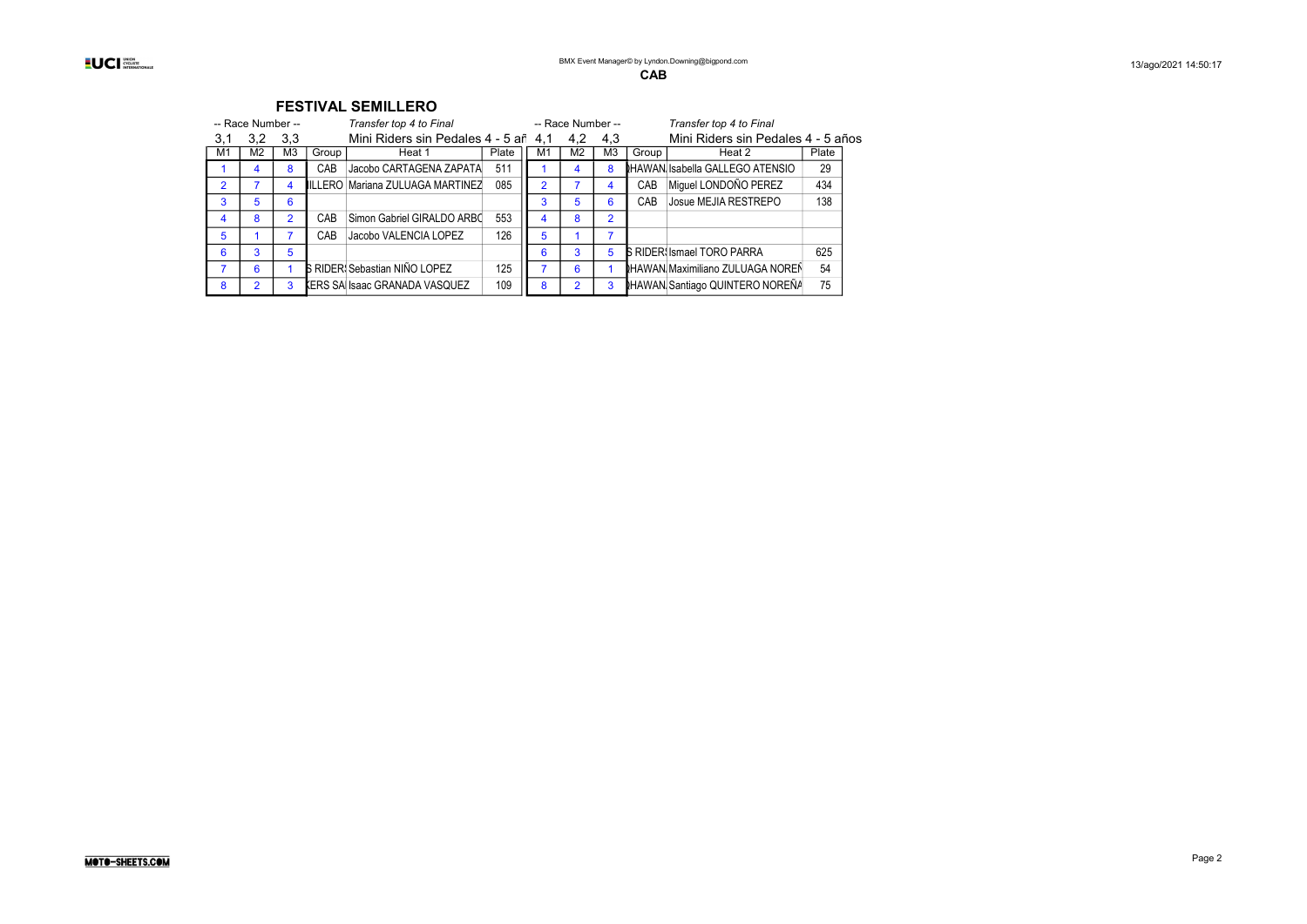**CAB**

## FESTIVAL SEMILLERO

| -- Race Number -- | | | | *Transfer top 4 to Final* | |
|---|---|---|---|---|---|
| 3,1 | 3,2 | 3,3 | | Mini Riders sin Pedales 4 - 5 añ | |
| M1 | M2 | M3 | Group | Heat 1 | Plate |
| 1 | 4 | 8 | CAB | Jacobo CARTAGENA ZAPATA | 511 |
| 2 | 7 | 4 | ILLERO | Mariana ZULUAGA MARTINEZ | 085 |
| 3 | 5 | 6 | | | |
| 4 | 8 | 2 | CAB | Simon Gabriel GIRALDO ARBO | 553 |
| 5 | 1 | 7 | CAB | Jacobo VALENCIA LOPEZ | 126 |
| 6 | 3 | 5 | | | |
| 7 | 6 | 1 | S RIDERS | Sebastian NIÑO LOPEZ | 125 |
| 8 | 2 | 3 | KERS SA | Isaac GRANADA VASQUEZ | 109 |

| -- Race Number -- | | | | *Transfer top 4 to Final* | |
|---|---|---|---|---|---|
| 4,1 | 4,2 | 4,3 | | Mini Riders sin Pedales 4 - 5 años | |
| M1 | M2 | M3 | Group | Heat 2 | Plate |
| 1 | 4 | 8 | HAWAN | Isabella GALLEGO ATENSIO | 29 |
| 2 | 7 | 4 | CAB | Miguel LONDOÑO PEREZ | 434 |
| 3 | 5 | 6 | CAB | Josue MEJIA RESTREPO | 138 |
| 4 | 8 | 2 | | | |
| 5 | 1 | 7 | | | |
| 6 | 3 | 5 | S RIDERS | Ismael TORO PARRA | 625 |
| 7 | 6 | 1 | HAWAN | Maximiliano ZULUAGA NOREÑ | 54 |
| 8 | 2 | 3 | HAWAN | Santiago QUINTERO NOREÑA | 75 |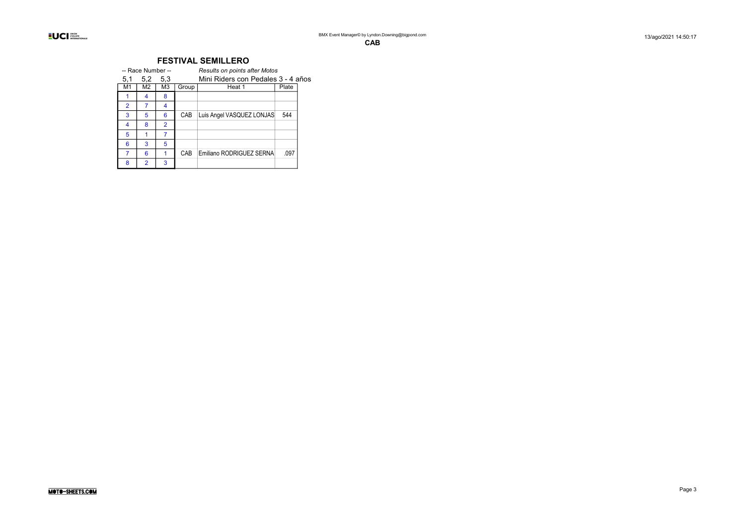## FESTIVAL SEMILLERO

-- Race Number -- *Results on points after Motos*

5,1 5,2 5,3 Mini Riders con Pedales 3 - 4 años

| M1 | M2 | M3 | Group | Heat 1 | Plate |
|---|---|---|---|---|---|
| 1 | 4 | 8 | | | |
| 2 | 7 | 4 | | | |
| 3 | 5 | 6 | CAB | Luis Angel VASQUEZ LONJAS | 544 |
| 4 | 8 | 2 | | | |
| 5 | 1 | 7 | | | |
| 6 | 3 | 5 | | | |
| 7 | 6 | 1 | CAB | Emiliano RODRIGUEZ SERNA | .097 |
| 8 | 2 | 3 | | | |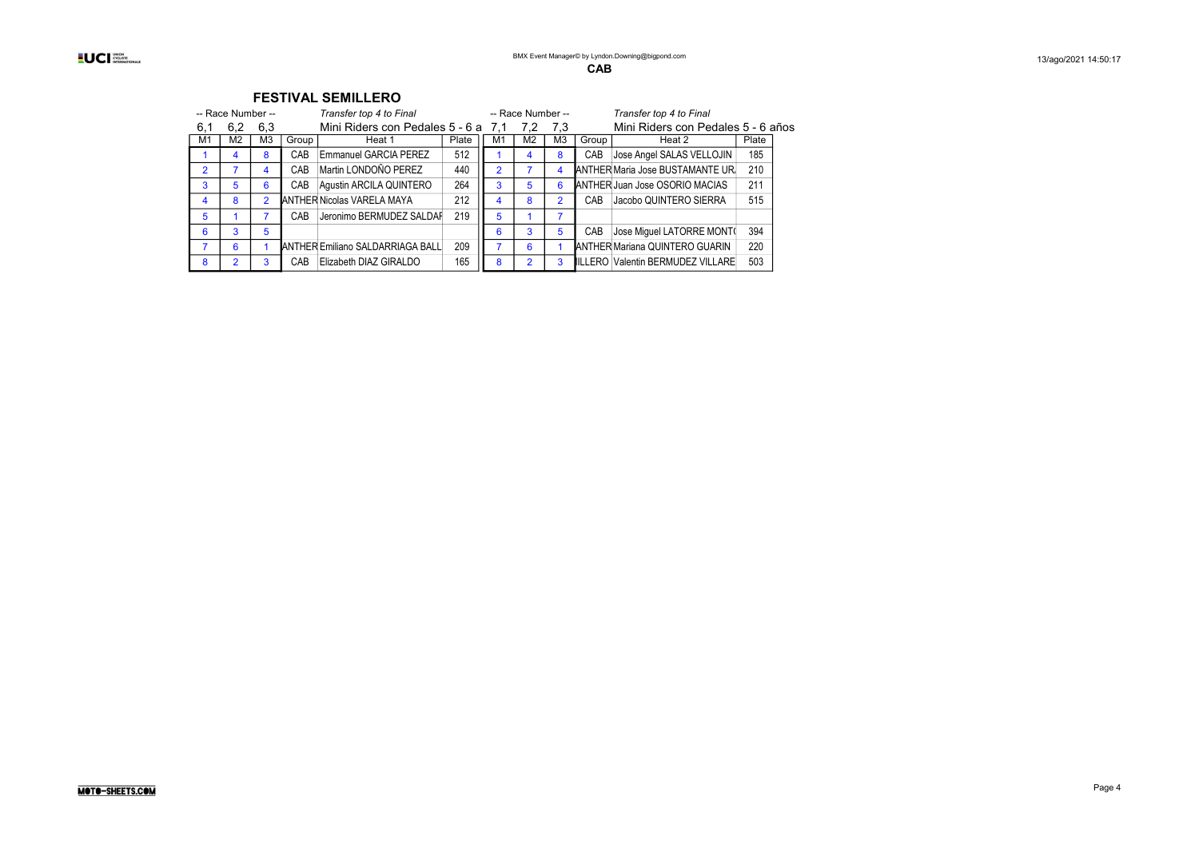## CAB

# FESTIVAL SEMILLERO

Transfer top 4 to Final

Mini Riders con Pedales 5 - 6 a

| -- Race Number -- | | | | | |
|---|---|---|---|---|---|
| 6,1 | 6,2 | 6,3 | | | |
| M1 | M2 | M3 | Group | Heat 1 | Plate |
| 1 | 4 | 8 | CAB | Emmanuel GARCIA PEREZ | 512 |
| 2 | 7 | 4 | CAB | Martin LONDOÑO PEREZ | 440 |
| 3 | 5 | 6 | CAB | Agustin ARCILA QUINTERO | 264 |
| 4 | 8 | 2 | ANTHER | Nicolas VARELA MAYA | 212 |
| 5 | 1 | 7 | CAB | Jeronimo BERMUDEZ SALDAR | 219 |
| 6 | 3 | 5 | | | |
| 7 | 6 | 1 | ANTHER | Emiliano SALDARRIAGA BALL | 209 |
| 8 | 2 | 3 | CAB | Elizabeth DIAZ GIRALDO | 165 |

Transfer top 4 to Final

Mini Riders con Pedales 5 - 6 años

| -- Race Number -- | | | | | |
|---|---|---|---|---|---|
| 7,1 | 7,2 | 7,3 | | | |
| M1 | M2 | M3 | Group | Heat 2 | Plate |
| 1 | 4 | 8 | CAB | Jose Angel SALAS VELLOJIN | 185 |
| 2 | 7 | 4 | ANTHER | Maria Jose BUSTAMANTE UR. | 210 |
| 3 | 5 | 6 | ANTHER | Juan Jose OSORIO MACIAS | 211 |
| 4 | 8 | 2 | CAB | Jacobo QUINTERO SIERRA | 515 |
| 5 | 1 | 7 | | | |
| 6 | 3 | 5 | CAB | Jose Miguel LATORRE MONT( | 394 |
| 7 | 6 | 1 | ANTHER | Mariana QUINTERO GUARIN | 220 |
| 8 | 2 | 3 | ILLERO | Valentin BERMUDEZ VILLARE | 503 |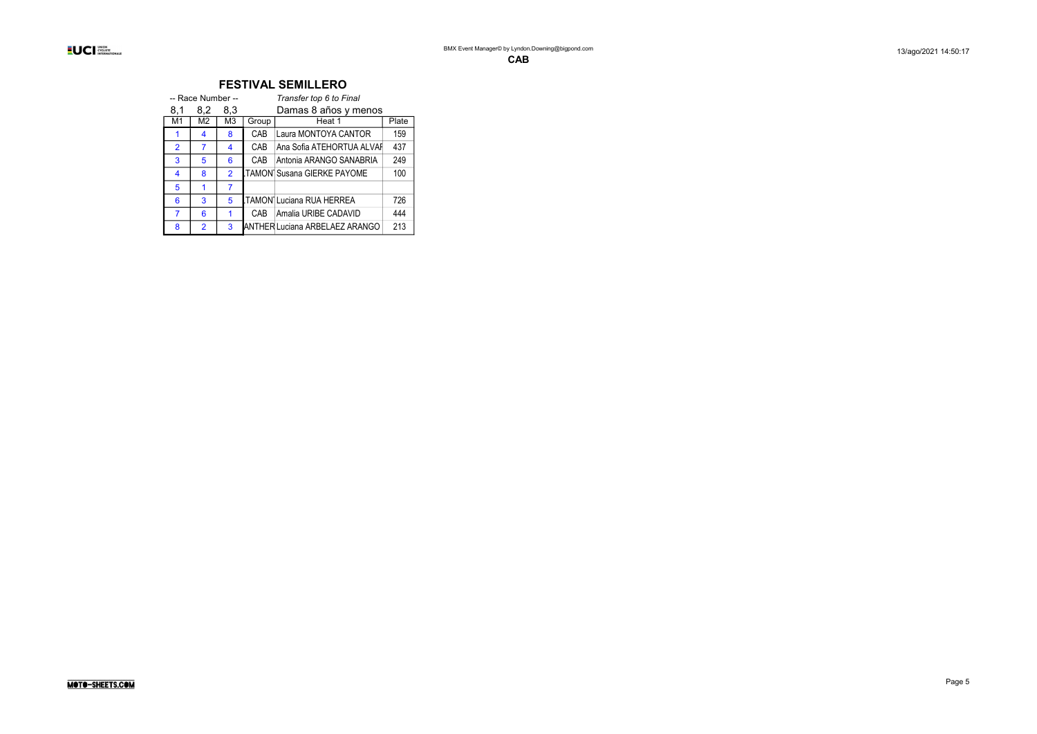## FESTIVAL SEMILLERO

-- Race Number --  *Transfer top 6 to Final*

8,1 8,2 8,3  Damas 8 años y menos

| M1 | M2 | M3 | Group | Heat 1 | Plate |
|---|---|---|---|---|---|
| 1 | 4 | 8 | CAB | Laura MONTOYA CANTOR | 159 |
| 2 | 7 | 4 | CAB | Ana Sofia ATEHORTUA ALVAR | 437 |
| 3 | 5 | 6 | CAB | Antonia ARANGO SANABRIA | 249 |
| 4 | 8 | 2 | TAMON | Susana GIERKE PAYOME | 100 |
| 5 | 1 | 7 | | | |
| 6 | 3 | 5 | TAMON | Luciana RUA HERREA | 726 |
| 7 | 6 | 1 | CAB | Amalia URIBE CADAVID | 444 |
| 8 | 2 | 3 | ANTHER | Luciana ARBELAEZ ARANGO | 213 |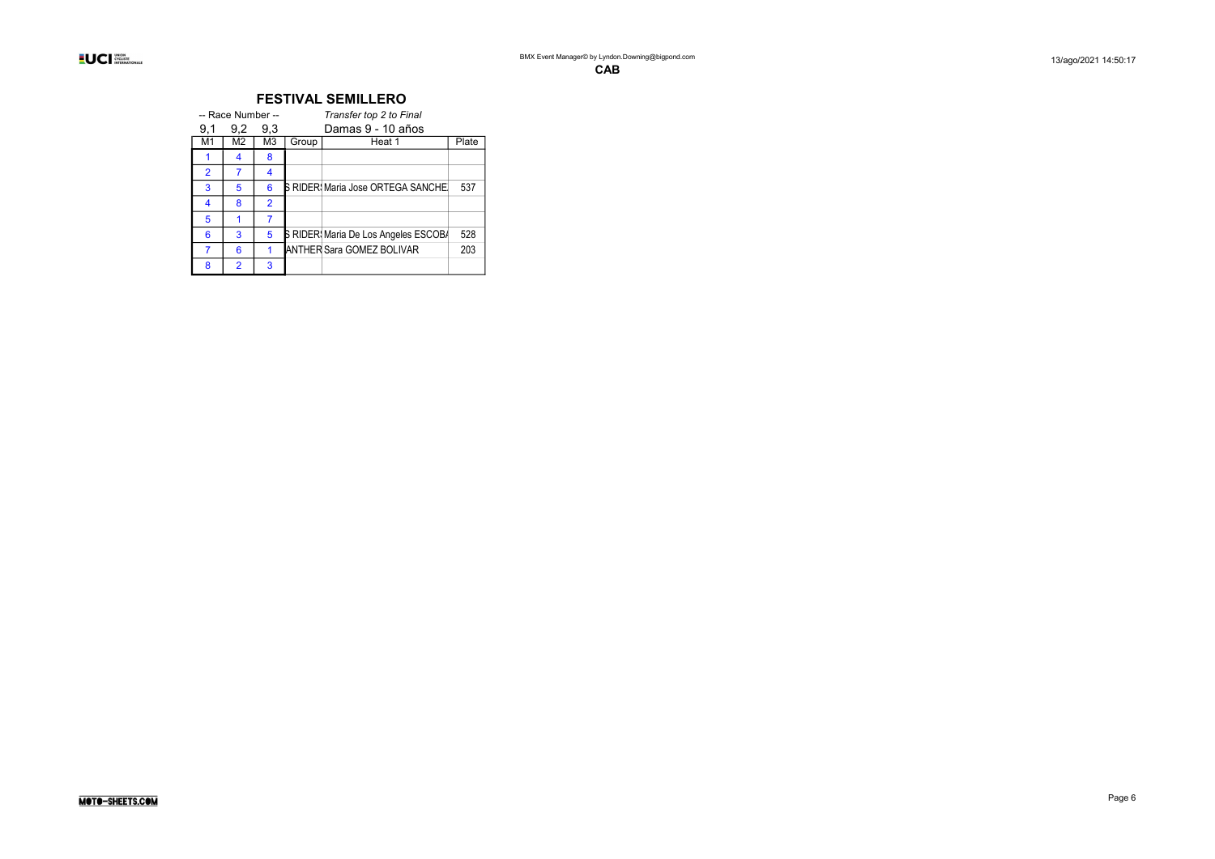BMX Event Manager© by Lyndon.Downing@bigpond.com

**CAB**

13/ago/2021 14:50:17

## FESTIVAL SEMILLERO

-- Race Number -- *Transfer top 2 to Final*

| 9,1 | 9,2 | 9,3 | | Damas 9 - 10 años | |
|---|---|---|---|---|---|
| M1 | M2 | M3 | Group | Heat 1 | Plate |
| 1 | 4 | 8 | | | |
| 2 | 7 | 4 | | | |
| 3 | 5 | 6 | S RIDERS | Maria Jose ORTEGA SANCHEZ | 537 |
| 4 | 8 | 2 | | | |
| 5 | 1 | 7 | | | |
| 6 | 3 | 5 | S RIDERS | Maria De Los Angeles ESCOBA | 528 |
| 7 | 6 | 1 | ANTHER | Sara GOMEZ BOLIVAR | 203 |
| 8 | 2 | 3 | | | |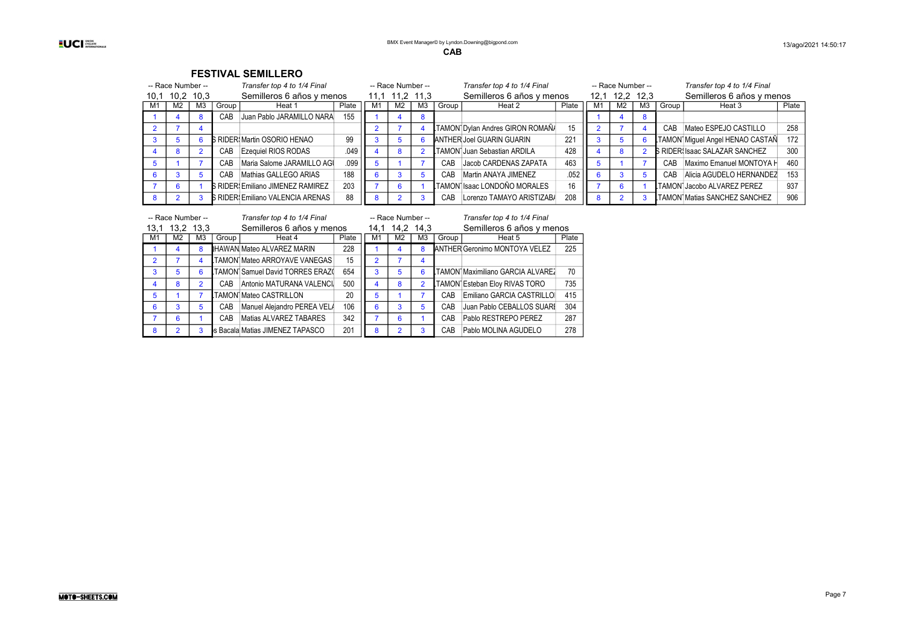**CAB**

## FESTIVAL SEMILLERO

-- Race Number -- 10,1 10,2 10,3 — *Transfer top 4 to 1/4 Final* — Semilleros 6 años y menos

| M1 | M2 | M3 | Group | Heat 1 | Plate |
|---|---|---|---|---|---|
| 1 | 4 | 8 | CAB | Juan Pablo JARAMILLO NARA | 155 |
| 2 | 7 | 4 | | | |
| 3 | 5 | 6 | S RIDER | Martin OSORIO HENAO | 99 |
| 4 | 8 | 2 | CAB | Ezequiel RIOS RODAS | .049 |
| 5 | 1 | 7 | CAB | Maria Salome JARAMILLO AG | .099 |
| 6 | 3 | 5 | CAB | Mathias GALLEGO ARIAS | 188 |
| 7 | 6 | 1 | S RIDER | Emiliano JIMENEZ RAMIREZ | 203 |
| 8 | 2 | 3 | S RIDER | Emiliano VALENCIA ARENAS | 88 |

-- Race Number -- 11,1 11,2 11,3 — *Transfer top 4 to 1/4 Final* — Semilleros 6 años y menos

| M1 | M2 | M3 | Group | Heat 2 | Plate |
|---|---|---|---|---|---|
| 1 | 4 | 8 | | | |
| 2 | 7 | 4 | TAMON | Dylan Andres GIRON ROMAÑ | 15 |
| 3 | 5 | 6 | ANTHER | Joel GUARIN GUARIN | 221 |
| 4 | 8 | 2 | TAMON | Juan Sebastian ARDILA | 428 |
| 5 | 1 | 7 | CAB | Jacob CARDENAS ZAPATA | 463 |
| 6 | 3 | 5 | CAB | Martin ANAYA JIMENEZ | .052 |
| 7 | 6 | 1 | TAMON | Isaac LONDOÑO MORALES | 16 |
| 8 | 2 | 3 | CAB | Lorenzo TAMAYO ARISTIZAB | 208 |

-- Race Number -- 12,1 12,2 12,3 — *Transfer top 4 to 1/4 Final* — Semilleros 6 años y menos

| M1 | M2 | M3 | Group | Heat 3 | Plate |
|---|---|---|---|---|---|
| 1 | 4 | 8 | | | |
| 2 | 7 | 4 | CAB | Mateo ESPEJO CASTILLO | 258 |
| 3 | 5 | 6 | TAMON | Miguel Angel HENAO CASTAÑ | 172 |
| 4 | 8 | 2 | S RIDER | Isaac SALAZAR SANCHEZ | 300 |
| 5 | 1 | 7 | CAB | Maximo Emanuel MONTOYA H | 460 |
| 6 | 3 | 5 | CAB | Alicia AGUDELO HERNANDEZ | 153 |
| 7 | 6 | 1 | TAMON | Jacobo ALVAREZ PEREZ | 937 |
| 8 | 2 | 3 | TAMON | Matias SANCHEZ SANCHEZ | 906 |

-- Race Number -- 13,1 13,2 13,3 — *Transfer top 4 to 1/4 Final* — Semilleros 6 años y menos

| M1 | M2 | M3 | Group | Heat 4 | Plate |
|---|---|---|---|---|---|
| 1 | 4 | 8 | HAWAN | Mateo ALVAREZ MARIN | 228 |
| 2 | 7 | 4 | TAMON | Mateo ARROYAVE VANEGAS | 15 |
| 3 | 5 | 6 | TAMON | Samuel David TORRES ERAZ | 654 |
| 4 | 8 | 2 | CAB | Antonio MATURANA VALENCI | 500 |
| 5 | 1 | 7 | TAMON | Mateo CASTRILLON | 20 |
| 6 | 3 | 5 | CAB | Manuel Alejandro PEREA VEL | 106 |
| 7 | 6 | 1 | CAB | Matias ALVAREZ TABARES | 342 |
| 8 | 2 | 3 | s Bacala | Matias JIMENEZ TAPASCO | 201 |

-- Race Number -- 14,1 14,2 14,3 — *Transfer top 4 to 1/4 Final* — Semilleros 6 años y menos

| M1 | M2 | M3 | Group | Heat 5 | Plate |
|---|---|---|---|---|---|
| 1 | 4 | 8 | ANTHER | Geronimo MONTOYA VELEZ | 225 |
| 2 | 7 | 4 | | | |
| 3 | 5 | 6 | TAMON | Maximiliano GARCIA ALVARE | 70 |
| 4 | 8 | 2 | TAMON | Esteban Eloy RIVAS TORO | 735 |
| 5 | 1 | 7 | CAB | Emiliano GARCIA CASTRILLO | 415 |
| 6 | 3 | 5 | CAB | Juan Pablo CEBALLOS SUAR | 304 |
| 7 | 6 | 1 | CAB | Pablo RESTREPO PEREZ | 287 |
| 8 | 2 | 3 | CAB | Pablo MOLINA AGUDELO | 278 |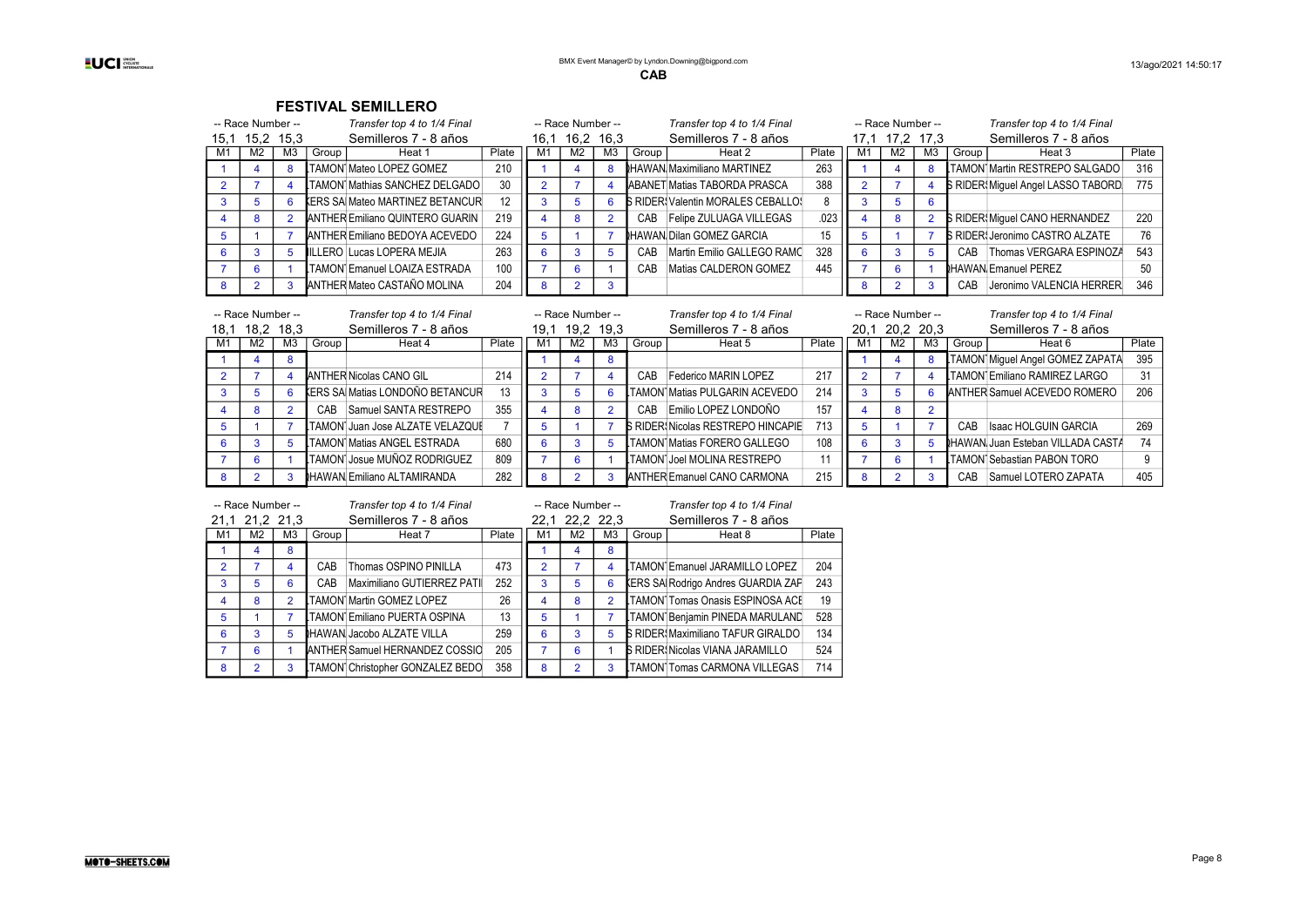**CAB**

# FESTIVAL SEMILLERO

-- Race Number -- 15,1 15,2 15,3 — Transfer top 4 to 1/4 Final — Semilleros 7 - 8 años

| M1 | M2 | M3 | Group | Heat 1 | Plate |
|---|---|---|---|---|---|
| 1 | 4 | 8 | .TAMON' | Mateo LOPEZ GOMEZ | 210 |
| 2 | 7 | 4 | .TAMON' | Mathias SANCHEZ DELGADO | 30 |
| 3 | 5 | 6 | (ERS SA | Mateo MARTINEZ BETANCUR | 12 |
| 4 | 8 | 2 | ANTHER | Emiliano QUINTERO GUARIN | 219 |
| 5 | 1 | 7 | ANTHER | Emiliano BEDOYA ACEVEDO | 224 |
| 6 | 3 | 5 | ILLERO | Lucas LOPERA MEJIA | 263 |
| 7 | 6 | 1 | .TAMON' | Emanuel LOAIZA ESTRADA | 100 |
| 8 | 2 | 3 | ANTHER | Mateo CASTAÑO MOLINA | 204 |

-- Race Number -- 16,1 16,2 16,3 — Transfer top 4 to 1/4 Final — Semilleros 7 - 8 años

| M1 | M2 | M3 | Group | Heat 2 | Plate |
|---|---|---|---|---|---|
| 1 | 4 | 8 | HAWAN | Maximiliano MARTINEZ | 263 |
| 2 | 7 | 4 | ABANET | Matias TABORDA PRASCA | 388 |
| 3 | 5 | 6 | S RIDER | Valentin MORALES CEBALLOS | 8 |
| 4 | 8 | 2 | CAB | Felipe ZULUAGA VILLEGAS | .023 |
| 5 | 1 | 7 | HAWAN | Dilan GOMEZ GARCIA | 15 |
| 6 | 3 | 5 | CAB | Martin Emilio GALLEGO RAMO | 328 |
| 7 | 6 | 1 | CAB | Matias CALDERON GOMEZ | 445 |
| 8 | 2 | 3 | | | |

-- Race Number -- 17,1 17,2 17,3 — Transfer top 4 to 1/4 Final — Semilleros 7 - 8 años

| M1 | M2 | M3 | Group | Heat 3 | Plate |
|---|---|---|---|---|---|
| 1 | 4 | 8 | .TAMON' | Martin RESTREPO SALGADO | 316 |
| 2 | 7 | 4 | S RIDER | Miguel Angel LASSO TABORD | 775 |
| 3 | 5 | 6 | | | |
| 4 | 8 | 2 | S RIDER | Miguel CANO HERNANDEZ | 220 |
| 5 | 1 | 7 | S RIDER | Jeronimo CASTRO ALZATE | 76 |
| 6 | 3 | 5 | CAB | Thomas VERGARA ESPINOZA | 543 |
| 7 | 6 | 1 | HAWAN | Emanuel PEREZ | 50 |
| 8 | 2 | 3 | CAB | Jeronimo VALENCIA HERRER | 346 |

-- Race Number -- 18,1 18,2 18,3 — Transfer top 4 to 1/4 Final — Semilleros 7 - 8 años

| M1 | M2 | M3 | Group | Heat 4 | Plate |
|---|---|---|---|---|---|
| 1 | 4 | 8 | | | |
| 2 | 7 | 4 | ANTHER | Nicolas CANO GIL | 214 |
| 3 | 5 | 6 | (ERS SA | Matias LONDOÑO BETANCUR | 13 |
| 4 | 8 | 2 | CAB | Samuel SANTA RESTREPO | 355 |
| 5 | 1 | 7 | .TAMON' | Juan Jose ALZATE VELAZQUE | 7 |
| 6 | 3 | 5 | .TAMON' | Matias ANGEL ESTRADA | 680 |
| 7 | 6 | 1 | .TAMON' | Josue MUÑOZ RODRIGUEZ | 809 |
| 8 | 2 | 3 | HAWAN | Emiliano ALTAMIRANDA | 282 |

-- Race Number -- 19,1 19,2 19,3 — Transfer top 4 to 1/4 Final — Semilleros 7 - 8 años

| M1 | M2 | M3 | Group | Heat 5 | Plate |
|---|---|---|---|---|---|
| 1 | 4 | 8 | | | |
| 2 | 7 | 4 | CAB | Federico MARIN LOPEZ | 217 |
| 3 | 5 | 6 | .TAMON' | Matias PULGARIN ACEVEDO | 214 |
| 4 | 8 | 2 | CAB | Emilio LOPEZ LONDOÑO | 157 |
| 5 | 1 | 7 | S RIDER | Nicolas RESTREPO HINCAPIE | 713 |
| 6 | 3 | 5 | .TAMON' | Matias FORERO GALLEGO | 108 |
| 7 | 6 | 1 | .TAMON' | Joel MOLINA RESTREPO | 11 |
| 8 | 2 | 3 | ANTHER | Emanuel CANO CARMONA | 215 |

-- Race Number -- 20,1 20,2 20,3 — Transfer top 4 to 1/4 Final — Semilleros 7 - 8 años

| M1 | M2 | M3 | Group | Heat 6 | Plate |
|---|---|---|---|---|---|
| 1 | 4 | 8 | .TAMON' | Miguel Angel GOMEZ ZAPATA | 395 |
| 2 | 7 | 4 | .TAMON' | Emiliano RAMIREZ LARGO | 31 |
| 3 | 5 | 6 | ANTHER | Samuel ACEVEDO ROMERO | 206 |
| 4 | 8 | 2 | | | |
| 5 | 1 | 7 | CAB | Isaac HOLGUIN GARCIA | 269 |
| 6 | 3 | 5 | HAWAN | Juan Esteban VILLADA CASTA | 74 |
| 7 | 6 | 1 | .TAMON' | Sebastian PABON TORO | 9 |
| 8 | 2 | 3 | CAB | Samuel LOTERO ZAPATA | 405 |

-- Race Number -- 21,1 21,2 21,3 — Transfer top 4 to 1/4 Final — Semilleros 7 - 8 años

| M1 | M2 | M3 | Group | Heat 7 | Plate |
|---|---|---|---|---|---|
| 1 | 4 | 8 | | | |
| 2 | 7 | 4 | CAB | Thomas OSPINO PINILLA | 473 |
| 3 | 5 | 6 | CAB | Maximiliano GUTIERREZ PATI | 252 |
| 4 | 8 | 2 | .TAMON' | Martin GOMEZ LOPEZ | 26 |
| 5 | 1 | 7 | .TAMON' | Emiliano PUERTA OSPINA | 13 |
| 6 | 3 | 5 | HAWAN | Jacobo ALZATE VILLA | 259 |
| 7 | 6 | 1 | ANTHER | Samuel HERNANDEZ COSSIO | 205 |
| 8 | 2 | 3 | .TAMON' | Christopher GONZALEZ BEDO | 358 |

-- Race Number -- 22,1 22,2 22,3 — Transfer top 4 to 1/4 Final — Semilleros 7 - 8 años

| M1 | M2 | M3 | Group | Heat 8 | Plate |
|---|---|---|---|---|---|
| 1 | 4 | 8 | | | |
| 2 | 7 | 4 | .TAMON' | Emanuel JARAMILLO LOPEZ | 204 |
| 3 | 5 | 6 | (ERS SA | Rodrigo Andres GUARDIA ZAP | 243 |
| 4 | 8 | 2 | .TAMON' | Tomas Onasis ESPINOSA ACE | 19 |
| 5 | 1 | 7 | .TAMON' | Benjamin PINEDA MARULAND | 528 |
| 6 | 3 | 5 | S RIDER | Maximiliano TAFUR GIRALDO | 134 |
| 7 | 6 | 1 | S RIDER | Nicolas VIANA JARAMILLO | 524 |
| 8 | 2 | 3 | .TAMON' | Tomas CARMONA VILLEGAS | 714 |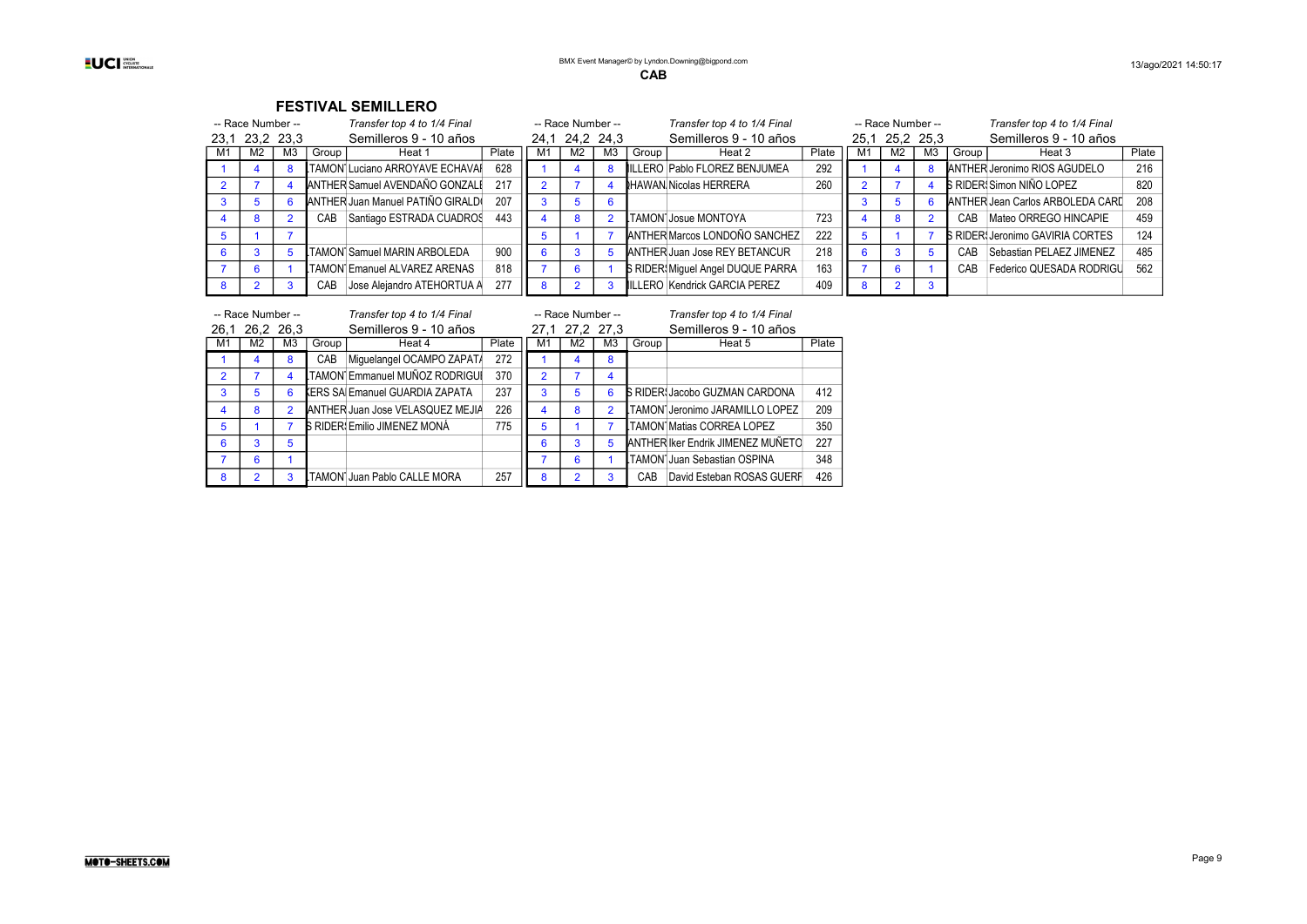CAB

## FESTIVAL SEMILLERO

-- Race Number -- 23,1 23,2 23,3

*Transfer top 4 to 1/4 Final*

Semilleros 9 - 10 años

| M1 | M2 | M3 | Group | Heat 1 | Plate |
|---|---|---|---|---|---|
| 1 | 4 | 8 | TAMON | Luciano ARROYAVE ECHAVAI | 628 |
| 2 | 7 | 4 | ANTHER | Samuel AVENDAÑO GONZALE | 217 |
| 3 | 5 | 6 | ANTHER | Juan Manuel PATIÑO GIRALD | 207 |
| 4 | 8 | 2 | CAB | Santiago ESTRADA CUADROS | 443 |
| 5 | 1 | 7 | | | |
| 6 | 3 | 5 | TAMON | Samuel MARIN ARBOLEDA | 900 |
| 7 | 6 | 1 | TAMON | Emanuel ALVAREZ ARENAS | 818 |
| 8 | 2 | 3 | CAB | Jose Alejandro ATEHORTUA A | 277 |

-- Race Number -- 24,1 24,2 24,3

*Transfer top 4 to 1/4 Final*

Semilleros 9 - 10 años

| M1 | M2 | M3 | Group | Heat 2 | Plate |
|---|---|---|---|---|---|
| 1 | 4 | 8 | ILLERO | Pablo FLOREZ BENJUMEA | 292 |
| 2 | 7 | 4 | HAWAN | Nicolas HERRERA | 260 |
| 3 | 5 | 6 | | | |
| 4 | 8 | 2 | TAMON | Josue MONTOYA | 723 |
| 5 | 1 | 7 | ANTHER | Marcos LONDOÑO SANCHEZ | 222 |
| 6 | 3 | 5 | ANTHER | Juan Jose REY BETANCUR | 218 |
| 7 | 6 | 1 | S RIDER | Miguel Angel DUQUE PARRA | 163 |
| 8 | 2 | 3 | ILLERO | Kendrick GARCIA PEREZ | 409 |

-- Race Number -- 25,1 25,2 25,3

*Transfer top 4 to 1/4 Final*

Semilleros 9 - 10 años

| M1 | M2 | M3 | Group | Heat 3 | Plate |
|---|---|---|---|---|---|
| 1 | 4 | 8 | ANTHER | Jeronimo RIOS AGUDELO | 216 |
| 2 | 7 | 4 | S RIDER | Simon NIÑO LOPEZ | 820 |
| 3 | 5 | 6 | ANTHER | Jean Carlos ARBOLEDA CARD | 208 |
| 4 | 8 | 2 | CAB | Mateo ORREGO HINCAPIE | 459 |
| 5 | 1 | 7 | S RIDER | Jeronimo GAVIRIA CORTES | 124 |
| 6 | 3 | 5 | CAB | Sebastian PELAEZ JIMENEZ | 485 |
| 7 | 6 | 1 | CAB | Federico QUESADA RODRIGU | 562 |
| 8 | 2 | 3 | | | |

-- Race Number -- 26,1 26,2 26,3

*Transfer top 4 to 1/4 Final*

Semilleros 9 - 10 años

| M1 | M2 | M3 | Group | Heat 4 | Plate |
|---|---|---|---|---|---|
| 1 | 4 | 8 | CAB | Miguelangel OCAMPO ZAPATA | 272 |
| 2 | 7 | 4 | TAMON | Emmanuel MUÑOZ RODRIGUI | 370 |
| 3 | 5 | 6 | ERS SA | Emanuel GUARDIA ZAPATA | 237 |
| 4 | 8 | 2 | ANTHER | Juan Jose VELASQUEZ MEJIA | 226 |
| 5 | 1 | 7 | S RIDER | Emilio JIMENEZ MONÁ | 775 |
| 6 | 3 | 5 | | | |
| 7 | 6 | 1 | | | |
| 8 | 2 | 3 | TAMON | Juan Pablo CALLE MORA | 257 |

-- Race Number -- 27,1 27,2 27,3

*Transfer top 4 to 1/4 Final*

Semilleros 9 - 10 años

| M1 | M2 | M3 | Group | Heat 5 | Plate |
|---|---|---|---|---|---|
| 1 | 4 | 8 | | | |
| 2 | 7 | 4 | | | |
| 3 | 5 | 6 | S RIDER | Jacobo GUZMAN CARDONA | 412 |
| 4 | 8 | 2 | TAMON | Jeronimo JARAMILLO LOPEZ | 209 |
| 5 | 1 | 7 | TAMON | Matias CORREA LOPEZ | 350 |
| 6 | 3 | 5 | ANTHER | Iker Endrik JIMENEZ MUÑETO | 227 |
| 7 | 6 | 1 | TAMON | Juan Sebastian OSPINA | 348 |
| 8 | 2 | 3 | CAB | David Esteban ROSAS GUERF | 426 |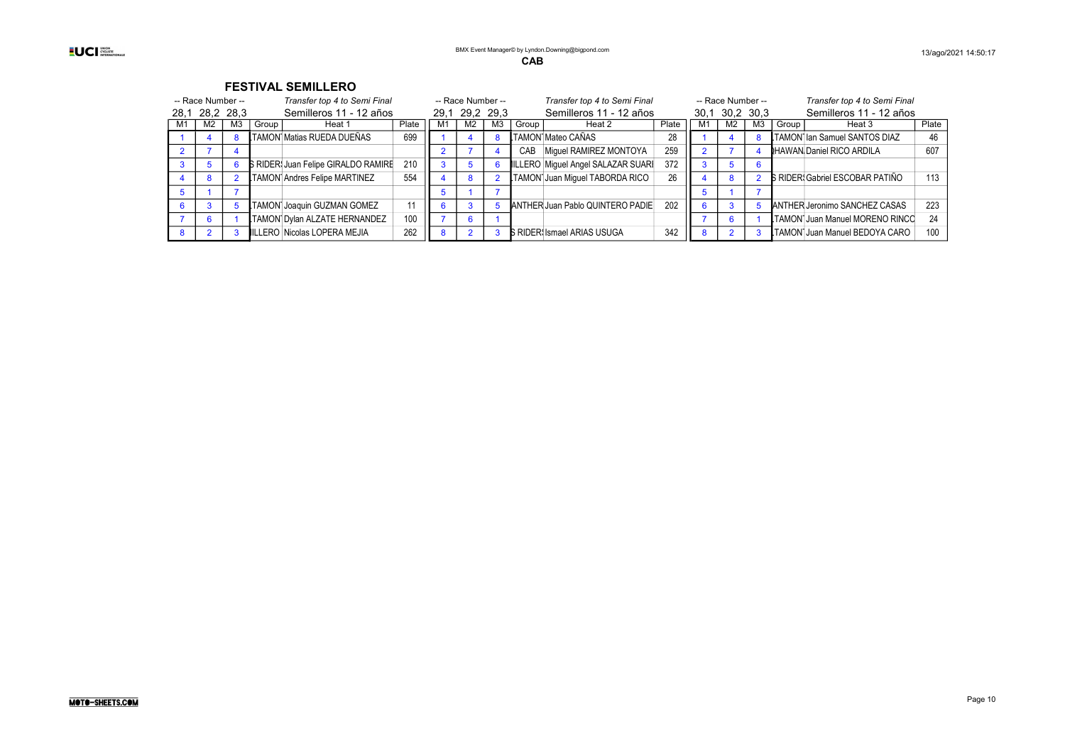BMX Event Manager© by Lyndon.Downing@bigpond.com

13/ago/2021 14:50:17

**CAB**

## FESTIVAL SEMILLERO

| -- Race Number -- | | | | Transfer top 4 to Semi Final | | -- Race Number -- | | | | Transfer top 4 to Semi Final | | -- Race Number -- | | | | Transfer top 4 to Semi Final | |
|---|---|---|---|---|---|---|---|---|---|---|---|---|---|---|---|---|---|
| 28,1 | 28,2 | 28,3 | | Semilleros 11 - 12 años | | 29,1 | 29,2 | 29,3 | | Semilleros 11 - 12 años | | 30,1 | 30,2 | 30,3 | | Semilleros 11 - 12 años | |
| M1 | M2 | M3 | Group | Heat 1 | Plate | M1 | M2 | M3 | Group | Heat 2 | Plate | M1 | M2 | M3 | Group | Heat 3 | Plate |
| 1 | 4 | 8 | TAMON | Matias RUEDA DUEÑAS | 699 | 1 | 4 | 8 | TAMON | Mateo CAÑAS | 28 | 1 | 4 | 8 | TAMON | Ian Samuel SANTOS DIAZ | 46 |
| 2 | 7 | 4 | | | | 2 | 7 | 4 | CAB | Miguel RAMIREZ MONTOYA | 259 | 2 | 7 | 4 | HAWAN | Daniel RICO ARDILA | 607 |
| 3 | 5 | 6 | S RIDER | Juan Felipe GIRALDO RAMIRE | 210 | 3 | 5 | 6 | ILLERO | Miguel Angel SALAZAR SUARI | 372 | 3 | 5 | 6 | | | |
| 4 | 8 | 2 | TAMON | Andres Felipe MARTINEZ | 554 | 4 | 8 | 2 | TAMON | Juan Miguel TABORDA RICO | 26 | 4 | 8 | 2 | S RIDER | Gabriel ESCOBAR PATIÑO | 113 |
| 5 | 1 | 7 | | | | 5 | 1 | 7 | | | | 5 | 1 | 7 | | | |
| 6 | 3 | 5 | TAMON | Joaquin GUZMAN GOMEZ | 11 | 6 | 3 | 5 | ANTHER | Juan Pablo QUINTERO PADIE | 202 | 6 | 3 | 5 | ANTHER | Jeronimo SANCHEZ CASAS | 223 |
| 7 | 6 | 1 | TAMON | Dylan ALZATE HERNANDEZ | 100 | 7 | 6 | 1 | | | | 7 | 6 | 1 | TAMON | Juan Manuel MORENO RINCO | 24 |
| 8 | 2 | 3 | ILLERO | Nicolas LOPERA MEJIA | 262 | 8 | 2 | 3 | S RIDER | Ismael ARIAS USUGA | 342 | 8 | 2 | 3 | TAMON | Juan Manuel BEDOYA CARO | 100 |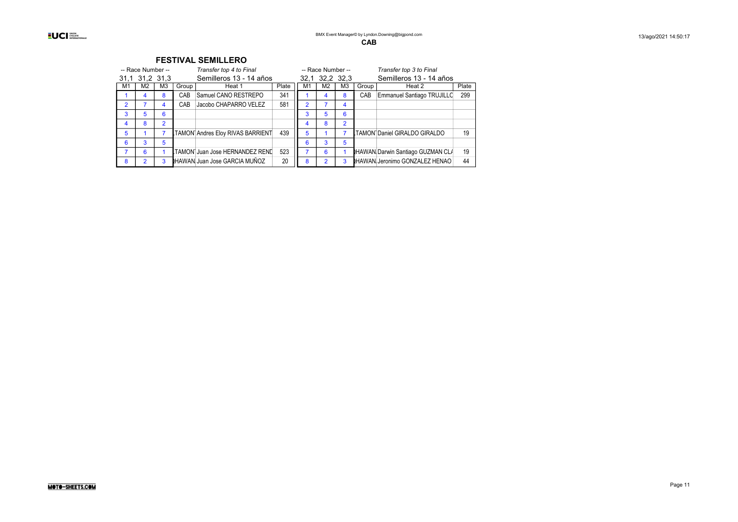BMX Event Manager© by Lyndon.Downing@bigpond.com

**CAB**

13/ago/2021 14:50:17

## FESTIVAL SEMILLERO

| -- Race Number -- | | | | *Transfer top 4 to Final* | |
|---|---|---|---|---|---|
| 31,1 | 31,2 | 31,3 | | Semilleros 13 - 14 años | |
| M1 | M2 | M3 | Group | Heat 1 | Plate |
| 1 | 4 | 8 | CAB | Samuel CANO RESTREPO | 341 |
| 2 | 7 | 4 | CAB | Jacobo CHAPARRO VELEZ | 581 |
| 3 | 5 | 6 | | | |
| 4 | 8 | 2 | | | |
| 5 | 1 | 7 | TAMON | Andres Eloy RIVAS BARRIENT | 439 |
| 6 | 3 | 5 | | | |
| 7 | 6 | 1 | TAMON | Juan Jose HERNANDEZ REND | 523 |
| 8 | 2 | 3 | HAWAN | Juan Jose GARCIA MUÑOZ | 20 |

| -- Race Number -- | | | | *Transfer top 3 to Final* | |
|---|---|---|---|---|---|
| 32,1 | 32,2 | 32,3 | | Semilleros 13 - 14 años | |
| M1 | M2 | M3 | Group | Heat 2 | Plate |
| 1 | 4 | 8 | CAB | Emmanuel Santiago TRUJILLO | 299 |
| 2 | 7 | 4 | | | |
| 3 | 5 | 6 | | | |
| 4 | 8 | 2 | | | |
| 5 | 1 | 7 | TAMON | Daniel GIRALDO GIRALDO | 19 |
| 6 | 3 | 5 | | | |
| 7 | 6 | 1 | HAWAN | Darwin Santiago GUZMAN CL | 19 |
| 8 | 2 | 3 | HAWAN | Jeronimo GONZALEZ HENAO | 44 |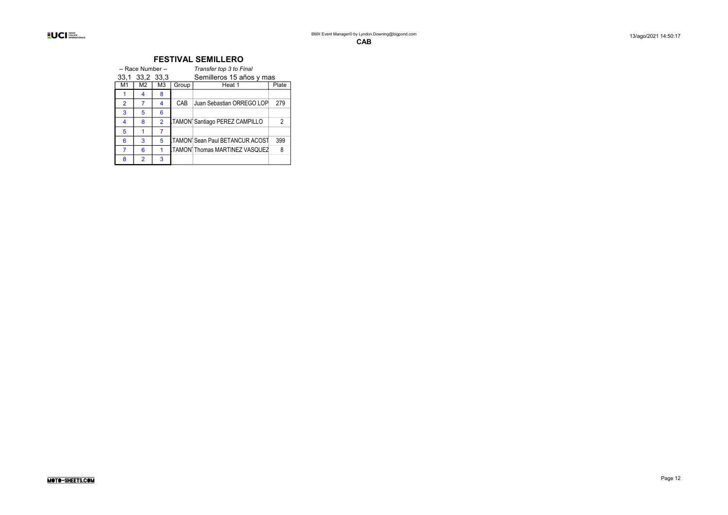BMX Event Manager© by Lyndon.Downing@bigpond.com

**CAB**

13/ago/2021 14:50:17

## FESTIVAL SEMILLERO

-- Race Number --

*Transfer top 3 to Final*

33,1 33,2 33,3

Semilleros 15 años y mas

| M1 | M2 | M3 | Group | Heat 1 | Plate |
|---|---|---|---|---|---|
| 1 | 4 | 8 | | | |
| 2 | 7 | 4 | CAB | Juan Sebastian ORREGO LOP | 279 |
| 3 | 5 | 6 | | | |
| 4 | 8 | 2 | TAMON | Santiago PEREZ CAMPILLO | 2 |
| 5 | 1 | 7 | | | |
| 6 | 3 | 5 | TAMON | Sean Paul BETANCUR ACOST | 399 |
| 7 | 6 | 1 | TAMON | Thomas MARTINEZ VASQUEZ | 8 |
| 8 | 2 | 3 | | | |

MOTO-SHEETS.COM